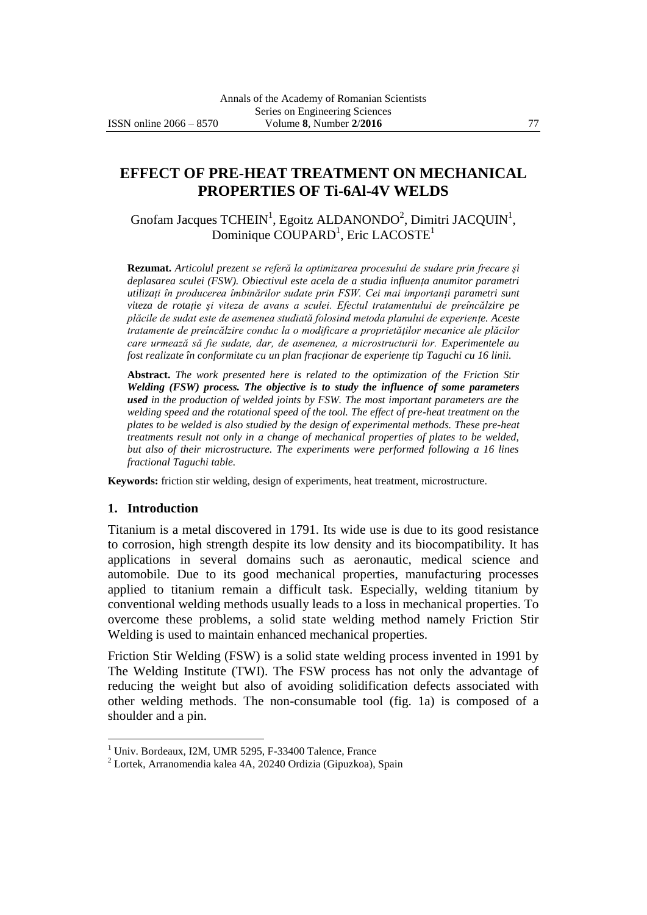# EFFECT OF PRE-HEAT TREATMENT ON MECHANICAL PROPERTIES OF Ti-6Al-4V WELDS

Gnofam Jacques TCHEIN[1], Egoitz ALDANONDO[2], Dimitri JACQUIN[1], Dominique COUPARD[1], Eric LACOSTE[1]

**Rezumat.** *Articolul prezent se referă la optimizarea procesului de sudare prin frecare şi deplasarea sculei (FSW). Obiectivul este acela de a studia influența anumitor parametri utilizați în producerea îmbinărilor sudate prin FSW. Cei mai importanți parametri sunt viteza de rotație şi viteza de avans a sculei. Efectul tratamentului de preîncălzire pe plăcile de sudat este de asemenea studiată folosind metoda planului de experiențe. Aceste tratamente de preîncălzire conduc la o modificare a proprietăților mecanice ale plăcilor care urmează să fie sudate, dar, de asemenea, a microstructurii lor. Experimentele au fost realizate în conformitate cu un plan fracționar de experiențe tip Taguchi cu 16 linii.*

**Abstract.** *The work presented here is related to the optimization of the Friction Stir **Welding (FSW) process. The objective is to study the influence of some parameters used** in the production of welded joints by FSW. The most important parameters are the welding speed and the rotational speed of the tool. The effect of pre-heat treatment on the plates to be welded is also studied by the design of experimental methods. These pre-heat treatments result not only in a change of mechanical properties of plates to be welded, but also of their microstructure. The experiments were performed following a 16 lines fractional Taguchi table.*

**Keywords:** friction stir welding, design of experiments, heat treatment, microstructure.

## 1. Introduction

Titanium is a metal discovered in 1791. Its wide use is due to its good resistance to corrosion, high strength despite its low density and its biocompatibility. It has applications in several domains such as aeronautic, medical science and automobile. Due to its good mechanical properties, manufacturing processes applied to titanium remain a difficult task. Especially, welding titanium by conventional welding methods usually leads to a loss in mechanical properties. To overcome these problems, a solid state welding method namely Friction Stir Welding is used to maintain enhanced mechanical properties.

Friction Stir Welding (FSW) is a solid state welding process invented in 1991 by The Welding Institute (TWI). The FSW process has not only the advantage of reducing the weight but also of avoiding solidification defects associated with other welding methods. The non-consumable tool (fig. 1a) is composed of a shoulder and a pin.

[1] Univ. Bordeaux, I2M, UMR 5295, F-33400 Talence, France

[2] Lortek, Arranomendia kalea 4A, 20240 Ordizia (Gipuzkoa), Spain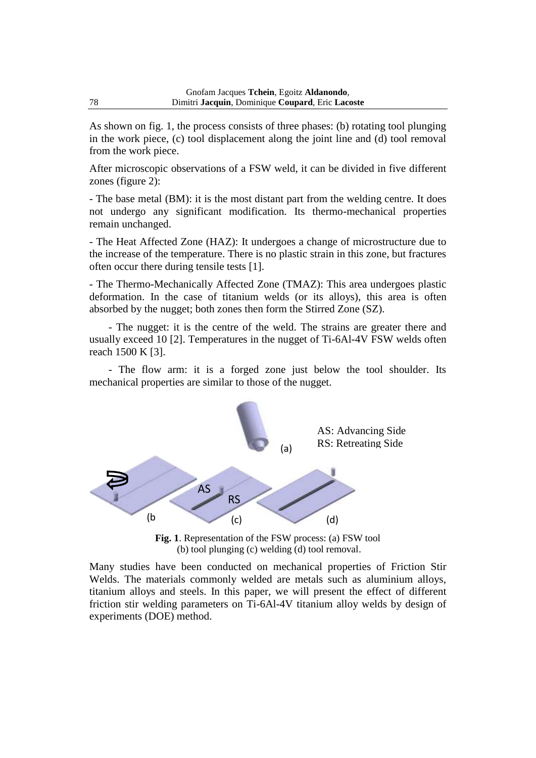As shown on fig. 1, the process consists of three phases: (b) rotating tool plunging in the work piece, (c) tool displacement along the joint line and (d) tool removal from the work piece.

After microscopic observations of a FSW weld, it can be divided in five different zones (figure 2):

- The base metal (BM): it is the most distant part from the welding centre. It does not undergo any significant modification. Its thermo-mechanical properties remain unchanged.

- The Heat Affected Zone (HAZ): It undergoes a change of microstructure due to the increase of the temperature. There is no plastic strain in this zone, but fractures often occur there during tensile tests [1].

- The Thermo-Mechanically Affected Zone (TMAZ): This area undergoes plastic deformation. In the case of titanium welds (or its alloys), this area is often absorbed by the nugget; both zones then form the Stirred Zone (SZ).

- The nugget: it is the centre of the weld. The strains are greater there and usually exceed 10 [2]. Temperatures in the nugget of Ti-6Al-4V FSW welds often reach 1500 K [3].

- The flow arm: it is a forged zone just below the tool shoulder. Its mechanical properties are similar to those of the nugget.

AS: Advancing Side
RS: Retreating Side

**Fig. 1**. Representation of the FSW process: (a) FSW tool (b) tool plunging (c) welding (d) tool removal.

Many studies have been conducted on mechanical properties of Friction Stir Welds. The materials commonly welded are metals such as aluminium alloys, titanium alloys and steels. In this paper, we will present the effect of different friction stir welding parameters on Ti-6Al-4V titanium alloy welds by design of experiments (DOE) method.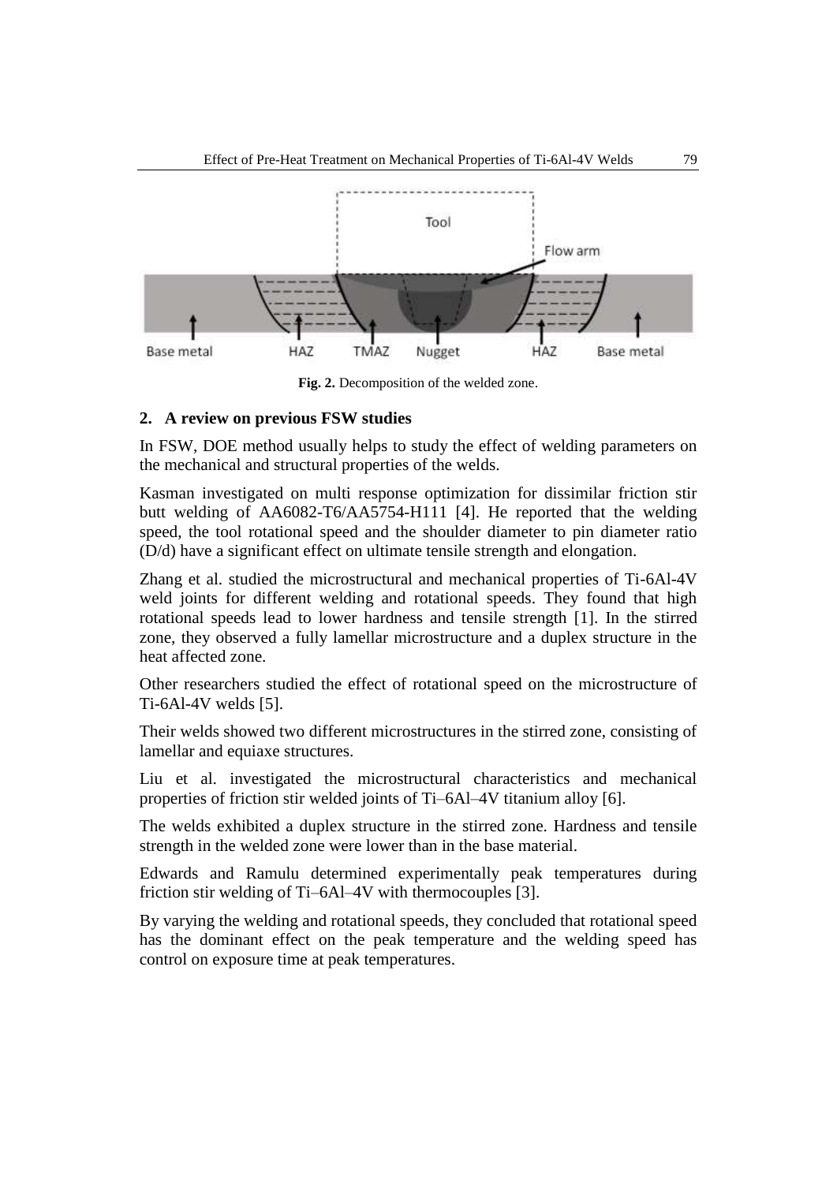Fig. 2. Decomposition of the welded zone.

## 2. A review on previous FSW studies

In FSW, DOE method usually helps to study the effect of welding parameters on the mechanical and structural properties of the welds.

Kasman investigated on multi response optimization for dissimilar friction stir butt welding of AA6082-T6/AA5754-H111 [4]. He reported that the welding speed, the tool rotational speed and the shoulder diameter to pin diameter ratio (D/d) have a significant effect on ultimate tensile strength and elongation.

Zhang et al. studied the microstructural and mechanical properties of Ti-6Al-4V weld joints for different welding and rotational speeds. They found that high rotational speeds lead to lower hardness and tensile strength [1]. In the stirred zone, they observed a fully lamellar microstructure and a duplex structure in the heat affected zone.

Other researchers studied the effect of rotational speed on the microstructure of Ti-6Al-4V welds [5].

Their welds showed two different microstructures in the stirred zone, consisting of lamellar and equiaxe structures.

Liu et al. investigated the microstructural characteristics and mechanical properties of friction stir welded joints of Ti–6Al–4V titanium alloy [6].

The welds exhibited a duplex structure in the stirred zone. Hardness and tensile strength in the welded zone were lower than in the base material.

Edwards and Ramulu determined experimentally peak temperatures during friction stir welding of Ti–6Al–4V with thermocouples [3].

By varying the welding and rotational speeds, they concluded that rotational speed has the dominant effect on the peak temperature and the welding speed has control on exposure time at peak temperatures.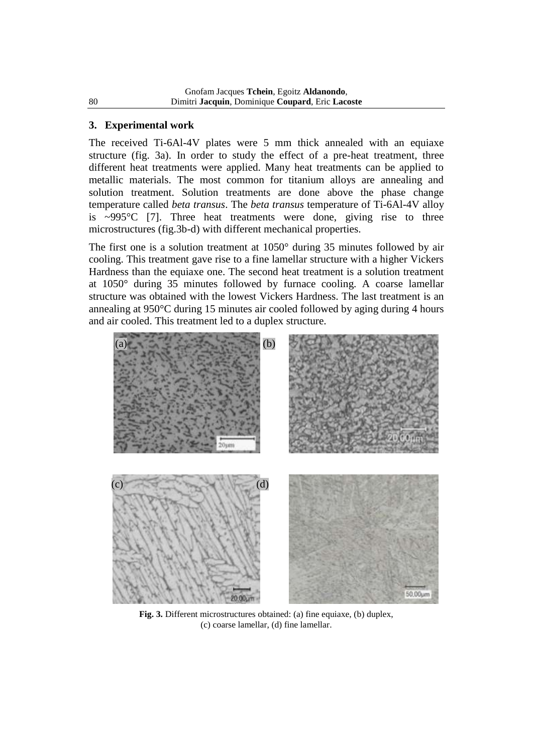## 3. Experimental work

The received Ti-6Al-4V plates were 5 mm thick annealed with an equiaxe structure (fig. 3a). In order to study the effect of a pre-heat treatment, three different heat treatments were applied. Many heat treatments can be applied to metallic materials. The most common for titanium alloys are annealing and solution treatment. Solution treatments are done above the phase change temperature called *beta transus*. The *beta transus* temperature of Ti-6Al-4V alloy is ~995°C [7]. Three heat treatments were done, giving rise to three microstructures (fig.3b-d) with different mechanical properties.

The first one is a solution treatment at 1050° during 35 minutes followed by air cooling. This treatment gave rise to a fine lamellar structure with a higher Vickers Hardness than the equiaxe one. The second heat treatment is a solution treatment at 1050° during 35 minutes followed by furnace cooling. A coarse lamellar structure was obtained with the lowest Vickers Hardness. The last treatment is an annealing at 950°C during 15 minutes air cooled followed by aging during 4 hours and air cooled. This treatment led to a duplex structure.

**Fig. 3.** Different microstructures obtained: (a) fine equiaxe, (b) duplex, (c) coarse lamellar, (d) fine lamellar.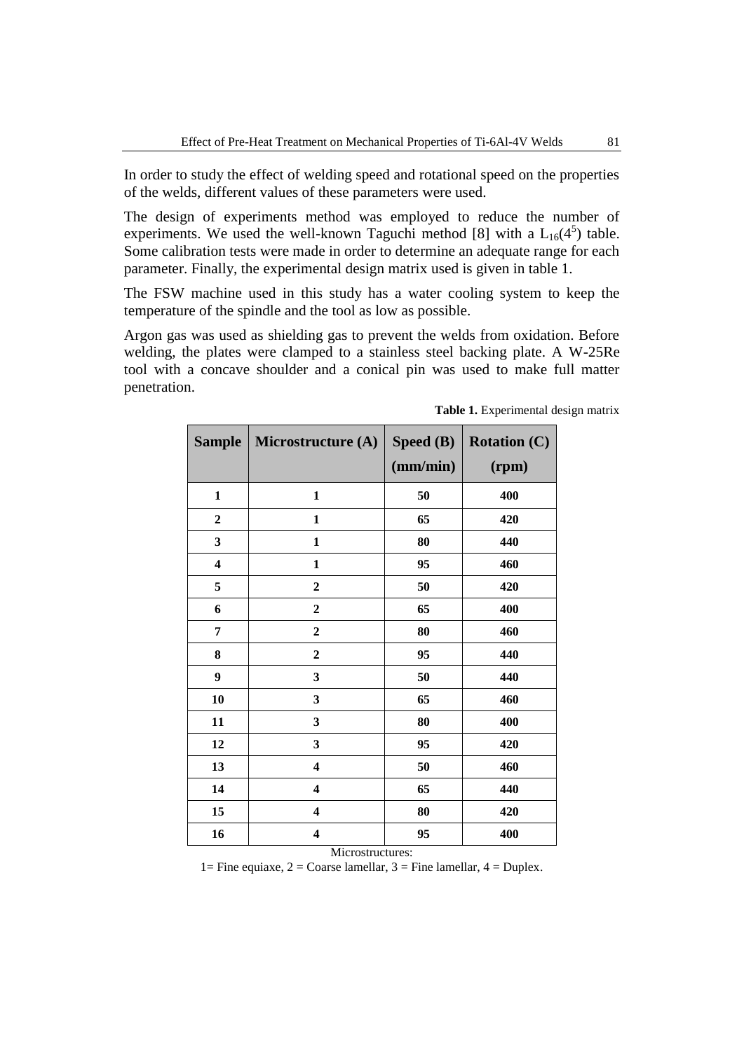In order to study the effect of welding speed and rotational speed on the properties of the welds, different values of these parameters were used.

The design of experiments method was employed to reduce the number of experiments. We used the well-known Taguchi method [8] with a $L_{16}(4^5)$ table. Some calibration tests were made in order to determine an adequate range for each parameter. Finally, the experimental design matrix used is given in table 1.

The FSW machine used in this study has a water cooling system to keep the temperature of the spindle and the tool as low as possible.

Argon gas was used as shielding gas to prevent the welds from oxidation. Before welding, the plates were clamped to a stainless steel backing plate. A W-25Re tool with a concave shoulder and a conical pin was used to make full matter penetration.

**Table 1.** Experimental design matrix

| Sample | Microstructure (A) | Speed (B) (mm/min) | Rotation (C) (rpm) |
|---|---|---|---|
| 1 | 1 | 50 | 400 |
| 2 | 1 | 65 | 420 |
| 3 | 1 | 80 | 440 |
| 4 | 1 | 95 | 460 |
| 5 | 2 | 50 | 420 |
| 6 | 2 | 65 | 400 |
| 7 | 2 | 80 | 460 |
| 8 | 2 | 95 | 440 |
| 9 | 3 | 50 | 440 |
| 10 | 3 | 65 | 460 |
| 11 | 3 | 80 | 400 |
| 12 | 3 | 95 | 420 |
| 13 | 4 | 50 | 460 |
| 14 | 4 | 65 | 440 |
| 15 | 4 | 80 | 420 |
| 16 | 4 | 95 | 400 |

Microstructures:

1= Fine equiaxe, 2 = Coarse lamellar, 3 = Fine lamellar, 4 = Duplex.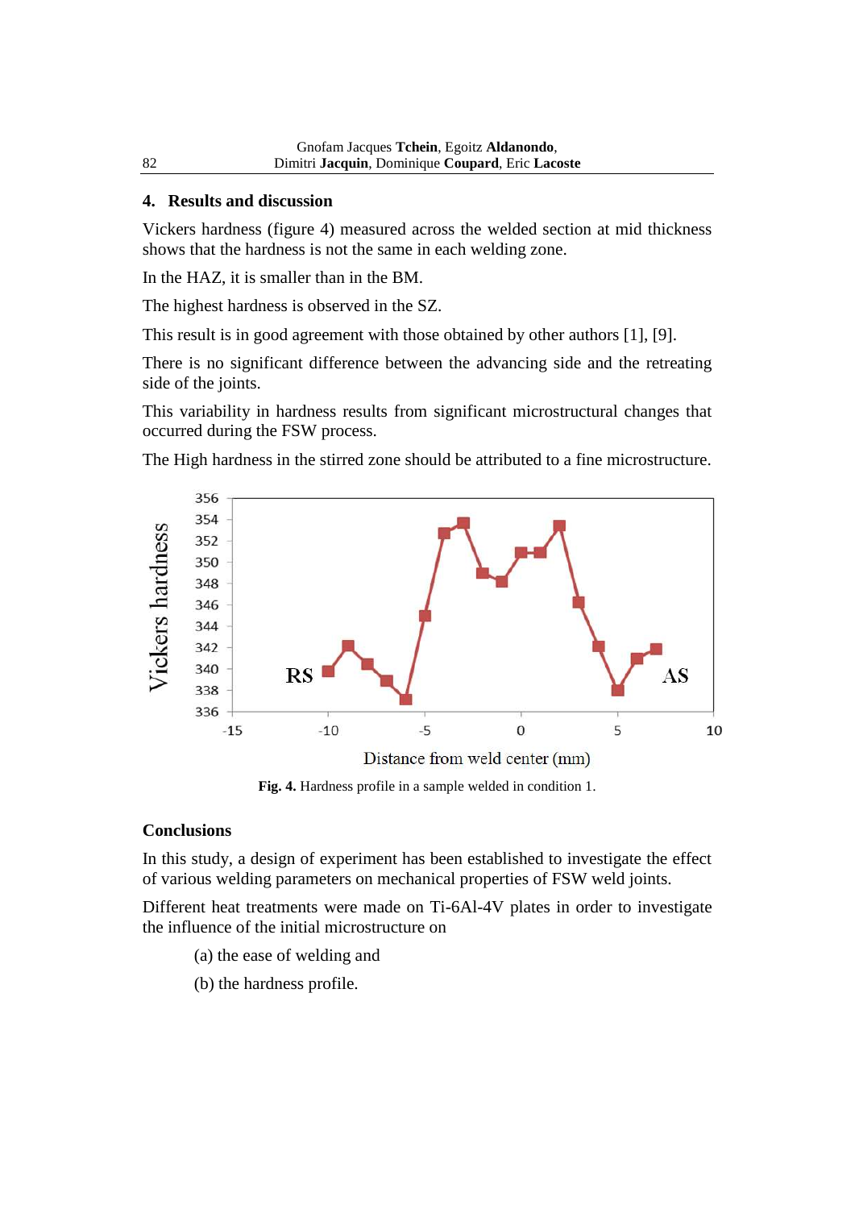## 4. Results and discussion

Vickers hardness (figure 4) measured across the welded section at mid thickness shows that the hardness is not the same in each welding zone.

In the HAZ, it is smaller than in the BM.

The highest hardness is observed in the SZ.

This result is in good agreement with those obtained by other authors [1], [9].

There is no significant difference between the advancing side and the retreating side of the joints.

This variability in hardness results from significant microstructural changes that occurred during the FSW process.

The High hardness in the stirred zone should be attributed to a fine microstructure.

**Fig. 4.** Hardness profile in a sample welded in condition 1.

## Conclusions

In this study, a design of experiment has been established to investigate the effect of various welding parameters on mechanical properties of FSW weld joints.

Different heat treatments were made on Ti-6Al-4V plates in order to investigate the influence of the initial microstructure on

(a) the ease of welding and

(b) the hardness profile.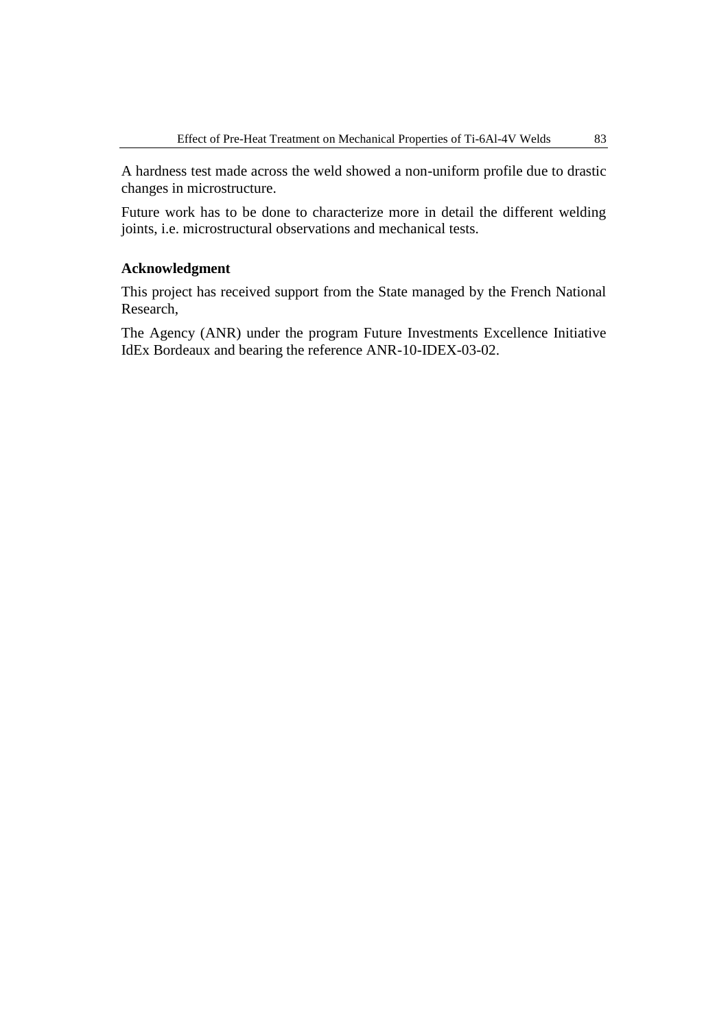A hardness test made across the weld showed a non-uniform profile due to drastic changes in microstructure.

Future work has to be done to characterize more in detail the different welding joints, i.e. microstructural observations and mechanical tests.

## Acknowledgment

This project has received support from the State managed by the French National Research,

The Agency (ANR) under the program Future Investments Excellence Initiative IdEx Bordeaux and bearing the reference ANR-10-IDEX-03-02.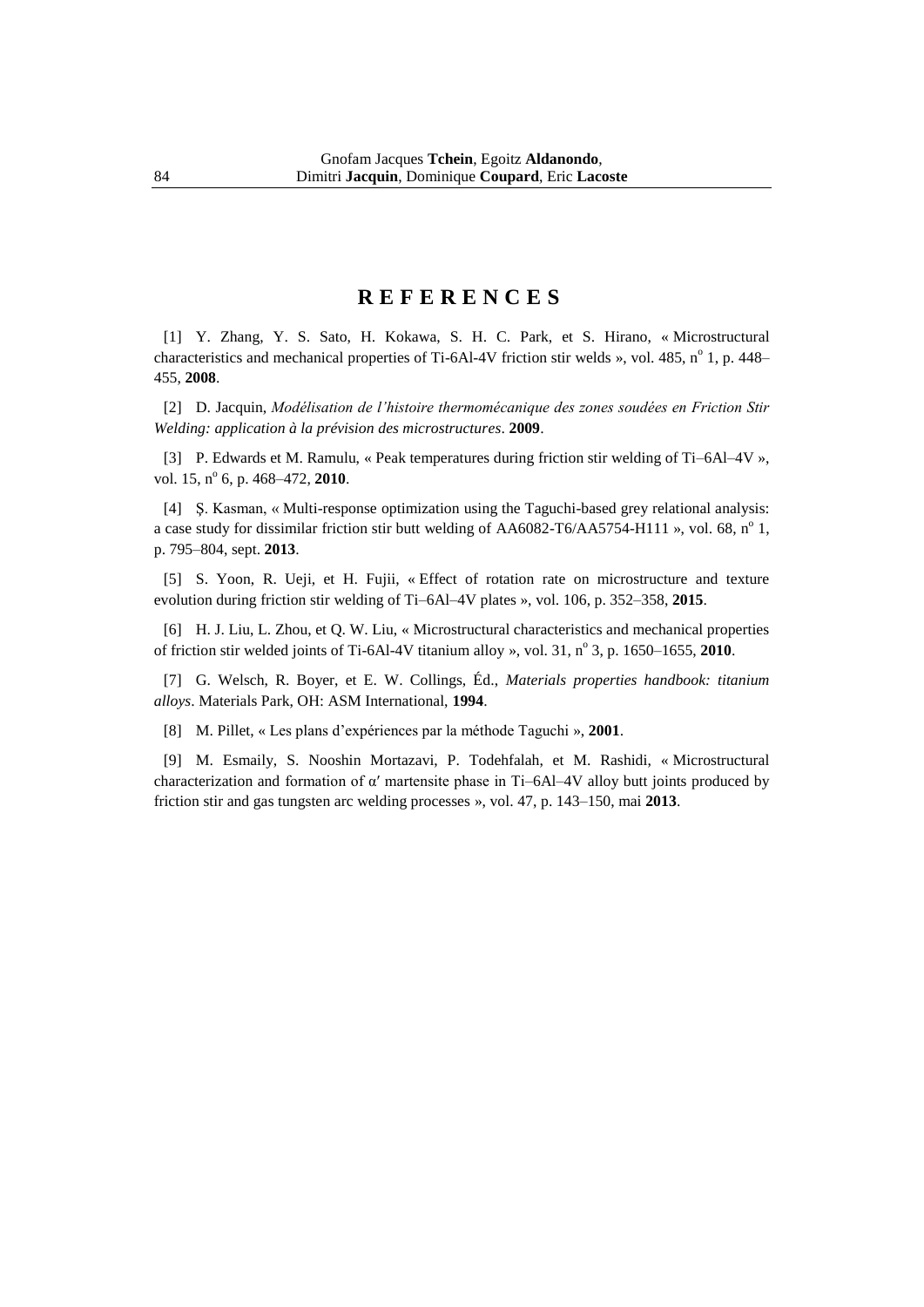# R E F E R E N C E S

[1] Y. Zhang, Y. S. Sato, H. Kokawa, S. H. C. Park, et S. Hirano, « Microstructural characteristics and mechanical properties of Ti-6Al-4V friction stir welds », vol. 485, n$^{o}$ 1, p. 448–455, **2008**.

[2] D. Jacquin, *Modélisation de l'histoire thermomécanique des zones soudées en Friction Stir Welding: application à la prévision des microstructures*. **2009**.

[3] P. Edwards et M. Ramulu, « Peak temperatures during friction stir welding of Ti–6Al–4V », vol. 15, n$^{o}$ 6, p. 468–472, **2010**.

[4] Ş. Kasman, « Multi-response optimization using the Taguchi-based grey relational analysis: a case study for dissimilar friction stir butt welding of AA6082-T6/AA5754-H111 », vol. 68, n$^{o}$ 1, p. 795–804, sept. **2013**.

[5] S. Yoon, R. Ueji, et H. Fujii, « Effect of rotation rate on microstructure and texture evolution during friction stir welding of Ti–6Al–4V plates », vol. 106, p. 352–358, **2015**.

[6] H. J. Liu, L. Zhou, et Q. W. Liu, « Microstructural characteristics and mechanical properties of friction stir welded joints of Ti-6Al-4V titanium alloy », vol. 31, n$^{o}$ 3, p. 1650–1655, **2010**.

[7] G. Welsch, R. Boyer, et E. W. Collings, Éd., *Materials properties handbook: titanium alloys*. Materials Park, OH: ASM International, **1994**.

[8] M. Pillet, « Les plans d'expériences par la méthode Taguchi », **2001**.

[9] M. Esmaily, S. Nooshin Mortazavi, P. Todehfalah, et M. Rashidi, « Microstructural characterization and formation of α′ martensite phase in Ti–6Al–4V alloy butt joints produced by friction stir and gas tungsten arc welding processes », vol. 47, p. 143–150, mai **2013**.